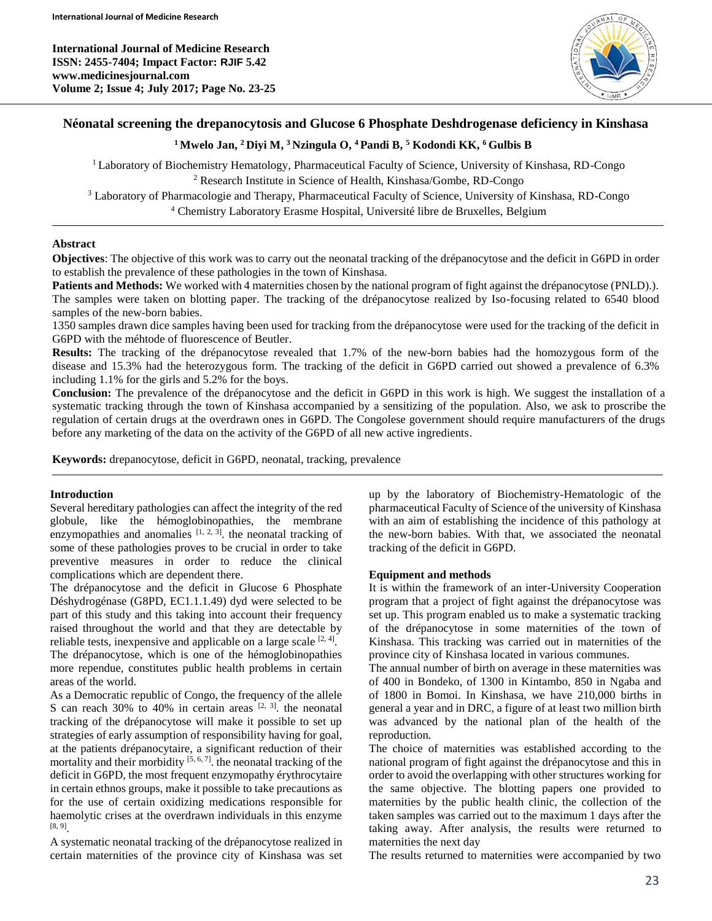# Néonatal screening the drepanocytosis and Glucose 6 Phosphate Deshdrogenase deficiency in Kinshasa

**[1] Mwelo Jan, [2] Diyi M, [3] Nzingula O, [4] Pandi B, [5] Kodondi KK, [6] Gulbis B**

[1] Laboratory of Biochemistry Hematology, Pharmaceutical Faculty of Science, University of Kinshasa, RD-Congo
[2] Research Institute in Science of Health, Kinshasa/Gombe, RD-Congo
[3] Laboratory of Pharmacologie and Therapy, Pharmaceutical Faculty of Science, University of Kinshasa, RD-Congo
[4] Chemistry Laboratory Erasme Hospital, Université libre de Bruxelles, Belgium

## Abstract

**Objectives**: The objective of this work was to carry out the neonatal tracking of the drépanocytose and the deficit in G6PD in order to establish the prevalence of these pathologies in the town of Kinshasa.

**Patients and Methods:** We worked with 4 maternities chosen by the national program of fight against the drépanocytose (PNLD).). The samples were taken on blotting paper. The tracking of the drépanocytose realized by Iso-focusing related to 6540 blood samples of the new-born babies.

1350 samples drawn dice samples having been used for tracking from the drépanocytose were used for the tracking of the deficit in G6PD with the méhtode of fluorescence of Beutler.

**Results:** The tracking of the drépanocytose revealed that 1.7% of the new-born babies had the homozygous form of the disease and 15.3% had the heterozygous form. The tracking of the deficit in G6PD carried out showed a prevalence of 6.3% including 1.1% for the girls and 5.2% for the boys.

**Conclusion:** The prevalence of the drépanocytose and the deficit in G6PD in this work is high. We suggest the installation of a systematic tracking through the town of Kinshasa accompanied by a sensitizing of the population. Also, we ask to proscribe the regulation of certain drugs at the overdrawn ones in G6PD. The Congolese government should require manufacturers of the drugs before any marketing of the data on the activity of the G6PD of all new active ingredients.

**Keywords:** drepanocytose, deficit in G6PD, neonatal, tracking, prevalence

## Introduction

Several hereditary pathologies can affect the integrity of the red globule, like the hémoglobinopathies, the membrane enzymopathies and anomalies [1, 2, 3]. the neonatal tracking of some of these pathologies proves to be crucial in order to take preventive measures in order to reduce the clinical complications which are dependent there.

The drépanocytose and the deficit in Glucose 6 Phosphate Déshydrogénase (G8PD, EC1.1.1.49) dyd were selected to be part of this study and this taking into account their frequency raised throughout the world and that they are detectable by reliable tests, inexpensive and applicable on a large scale [2, 4].

The drépanocytose, which is one of the hémoglobinopathies more rependue, constitutes public health problems in certain areas of the world.

As a Democratic republic of Congo, the frequency of the allele S can reach 30% to 40% in certain areas [2, 3]. the neonatal tracking of the drépanocytose will make it possible to set up strategies of early assumption of responsibility having for goal, at the patients drépanocytaire, a significant reduction of their mortality and their morbidity [5, 6, 7]. the neonatal tracking of the deficit in G6PD, the most frequent enzymopathy érythrocytaire in certain ethnos groups, make it possible to take precautions as for the use of certain oxidizing medications responsible for haemolytic crises at the overdrawn individuals in this enzyme [8, 9].

A systematic neonatal tracking of the drépanocytose realized in certain maternities of the province city of Kinshasa was set up by the laboratory of Biochemistry-Hematologic of the pharmaceutical Faculty of Science of the university of Kinshasa with an aim of establishing the incidence of this pathology at the new-born babies. With that, we associated the neonatal tracking of the deficit in G6PD.

## Equipment and methods

It is within the framework of an inter-University Cooperation program that a project of fight against the drépanocytose was set up. This program enabled us to make a systematic tracking of the drépanocytose in some maternities of the town of Kinshasa. This tracking was carried out in maternities of the province city of Kinshasa located in various communes.

The annual number of birth on average in these maternities was of 400 in Bondeko, of 1300 in Kintambo, 850 in Ngaba and of 1800 in Bomoi. In Kinshasa, we have 210,000 births in general a year and in DRC, a figure of at least two million birth was advanced by the national plan of the health of the reproduction.

The choice of maternities was established according to the national program of fight against the drépanocytose and this in order to avoid the overlapping with other structures working for the same objective. The blotting papers one provided to maternities by the public health clinic, the collection of the taken samples was carried out to the maximum 1 days after the taking away. After analysis, the results were returned to maternities the next day

The results returned to maternities were accompanied by two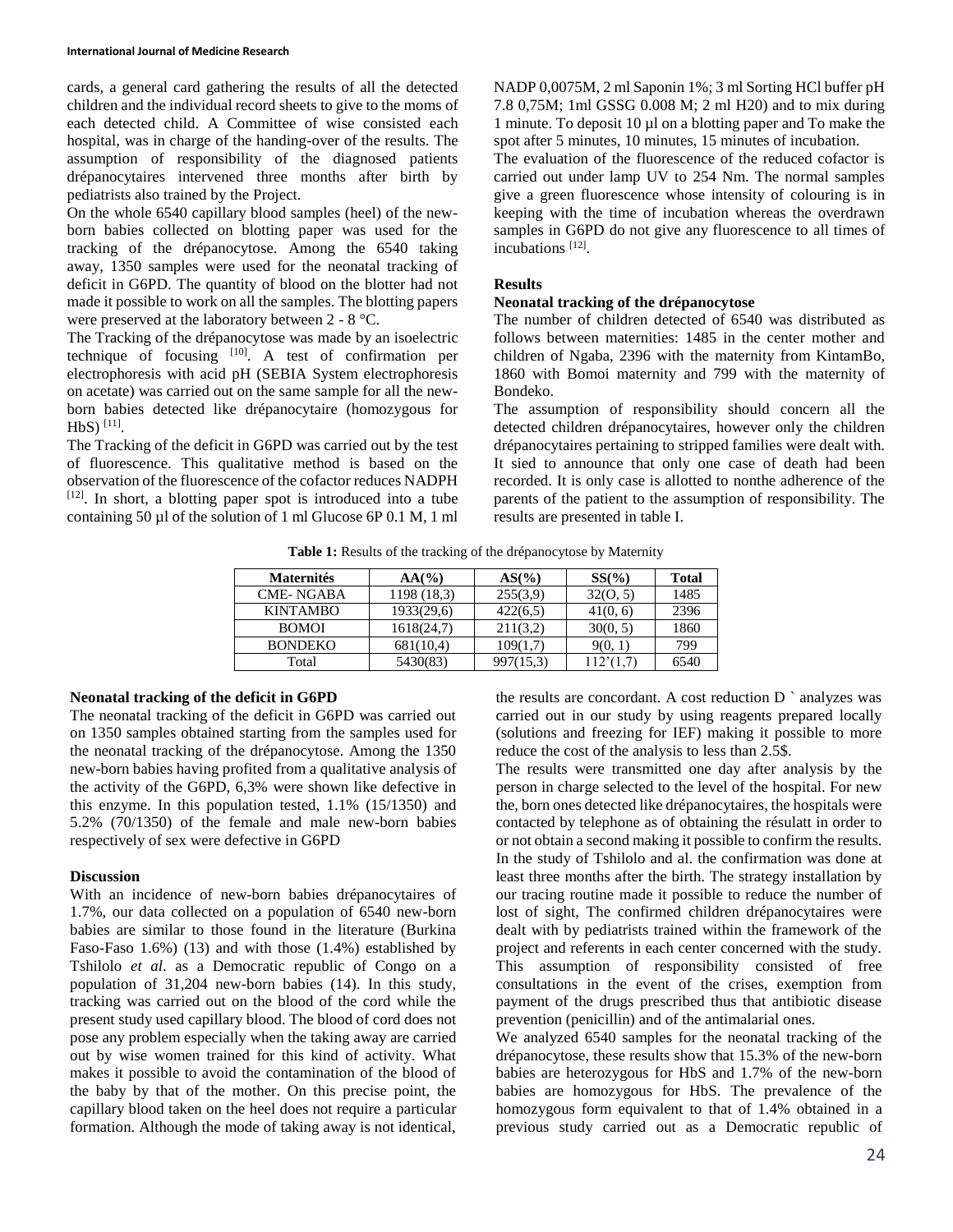cards, a general card gathering the results of all the detected children and the individual record sheets to give to the moms of each detected child. A Committee of wise consisted each hospital, was in charge of the handing-over of the results. The assumption of responsibility of the diagnosed patients drépanocytaires intervened three months after birth by pediatrists also trained by the Project.

On the whole 6540 capillary blood samples (heel) of the new-born babies collected on blotting paper was used for the tracking of the drépanocytose. Among the 6540 taking away, 1350 samples were used for the neonatal tracking of deficit in G6PD. The quantity of blood on the blotter had not made it possible to work on all the samples. The blotting papers were preserved at the laboratory between 2 - 8 °C.

The Tracking of the drépanocytose was made by an isoelectric technique of focusing [10]. A test of confirmation per electrophoresis with acid pH (SEBIA System electrophoresis on acetate) was carried out on the same sample for all the new-born babies detected like drépanocytaire (homozygous for HbS) [11].

The Tracking of the deficit in G6PD was carried out by the test of fluorescence. This qualitative method is based on the observation of the fluorescence of the cofactor reduces NADPH [12]. In short, a blotting paper spot is introduced into a tube containing 50 µl of the solution of 1 ml Glucose 6P 0.1 M, 1 ml NADP 0,0075M, 2 ml Saponin 1%; 3 ml Sorting HCl buffer pH 7.8 0,75M; 1ml GSSG 0.008 M; 2 ml H20) and to mix during 1 minute. To deposit 10 µl on a blotting paper and To make the spot after 5 minutes, 10 minutes, 15 minutes of incubation.

The evaluation of the fluorescence of the reduced cofactor is carried out under lamp UV to 254 Nm. The normal samples give a green fluorescence whose intensity of colouring is in keeping with the time of incubation whereas the overdrawn samples in G6PD do not give any fluorescence to all times of incubations [12].

## Results

### Neonatal tracking of the drépanocytose

The number of children detected of 6540 was distributed as follows between maternities: 1485 in the center mother and children of Ngaba, 2396 with the maternity from KintamBo, 1860 with Bomoi maternity and 799 with the maternity of Bondeko.

The assumption of responsibility should concern all the detected children drépanocytaires, however only the children drépanocytaires pertaining to stripped families were dealt with. It sied to announce that only one case of death had been recorded. It is only case is allotted to nonthe adherence of the parents of the patient to the assumption of responsibility. The results are presented in table I.

**Table 1:** Results of the tracking of the drépanocytose by Maternity

| Maternités | AA(%) | AS(%) | SS(%) | Total |
|---|---|---|---|---|
| CME- NGABA | 1198 (18,3) | 255(3,9) | 32(O, 5) | 1485 |
| KINTAMBO | 1933(29,6) | 422(6,5) | 41(0, 6) | 2396 |
| BOMOI | 1618(24,7) | 211(3,2) | 30(0, 5) | 1860 |
| BONDEKO | 681(10,4) | 109(1,7) | 9(0, 1) | 799 |
| Total | 5430(83) | 997(15,3) | 112'(1,7) | 6540 |

### Neonatal tracking of the deficit in G6PD

The neonatal tracking of the deficit in G6PD was carried out on 1350 samples obtained starting from the samples used for the neonatal tracking of the drépanocytose. Among the 1350 new-born babies having profited from a qualitative analysis of the activity of the G6PD, 6,3% were shown like defective in this enzyme. In this population tested, 1.1% (15/1350) and 5.2% (70/1350) of the female and male new-born babies respectively of sex were defective in G6PD

## Discussion

With an incidence of new-born babies drépanocytaires of 1.7%, our data collected on a population of 6540 new-born babies are similar to those found in the literature (Burkina Faso-Faso 1.6%) (13) and with those (1.4%) established by Tshilolo *et al*. as a Democratic republic of Congo on a population of 31,204 new-born babies (14). In this study, tracking was carried out on the blood of the cord while the present study used capillary blood. The blood of cord does not pose any problem especially when the taking away are carried out by wise women trained for this kind of activity. What makes it possible to avoid the contamination of the blood of the baby by that of the mother. On this precise point, the capillary blood taken on the heel does not require a particular formation. Although the mode of taking away is not identical, the results are concordant. A cost reduction D ` analyzes was carried out in our study by using reagents prepared locally (solutions and freezing for IEF) making it possible to more reduce the cost of the analysis to less than 2.5$.

The results were transmitted one day after analysis by the person in charge selected to the level of the hospital. For new the, born ones detected like drépanocytaires, the hospitals were contacted by telephone as of obtaining the résulatt in order to or not obtain a second making it possible to confirm the results. In the study of Tshilolo and al. the confirmation was done at least three months after the birth. The strategy installation by our tracing routine made it possible to reduce the number of lost of sight, The confirmed children drépanocytaires were dealt with by pediatrists trained within the framework of the project and referents in each center concerned with the study. This assumption of responsibility consisted of free consultations in the event of the crises, exemption from payment of the drugs prescribed thus that antibiotic disease prevention (penicillin) and of the antimalarial ones.

We analyzed 6540 samples for the neonatal tracking of the drépanocytose, these results show that 15.3% of the new-born babies are heterozygous for HbS and 1.7% of the new-born babies are homozygous for HbS. The prevalence of the homozygous form equivalent to that of 1.4% obtained in a previous study carried out as a Democratic republic of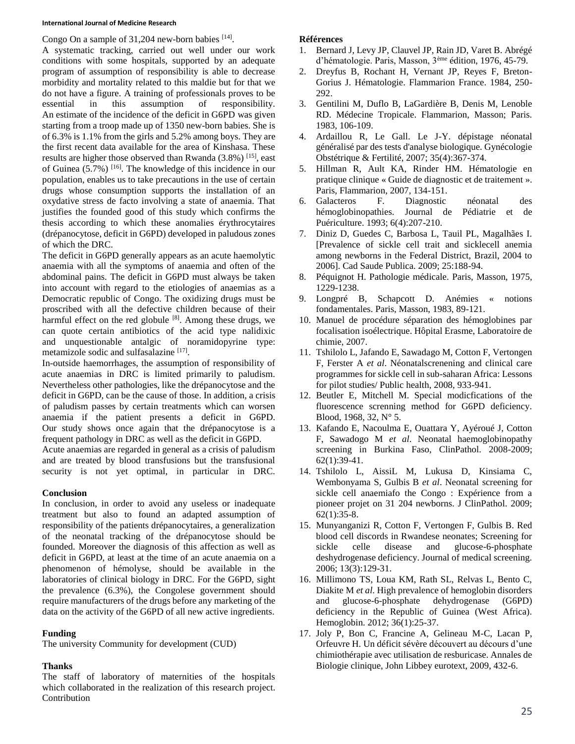Congo On a sample of 31,204 new-born babies [14].

A systematic tracking, carried out well under our work conditions with some hospitals, supported by an adequate program of assumption of responsibility is able to decrease morbidity and mortality related to this maldie but for that we do not have a figure. A training of professionals proves to be essential in this assumption of responsibility. An estimate of the incidence of the deficit in G6PD was given starting from a troop made up of 1350 new-born babies. She is of 6.3% is 1.1% from the girls and 5.2% among boys. They are the first recent data available for the area of Kinshasa. These results are higher those observed than Rwanda (3.8%) [15], east of Guinea (5.7%) [16]. The knowledge of this incidence in our population, enables us to take precautions in the use of certain drugs whose consumption supports the installation of an oxydative stress de facto involving a state of anaemia. That justifies the founded good of this study which confirms the thesis according to which these anomalies érythrocytaires (drépanocytose, deficit in G6PD) developed in paludous zones of which the DRC.

The deficit in G6PD generally appears as an acute haemolytic anaemia with all the symptoms of anaemia and often of the abdominal pains. The deficit in G6PD must always be taken into account with regard to the etiologies of anaemias as a Democratic republic of Congo. The oxidizing drugs must be proscribed with all the defective children because of their harmful effect on the red globule [8]. Among these drugs, we can quote certain antibiotics of the acid type nalidixic and unquestionable antalgic of noramidopyrine type: metamizole sodic and sulfasalazine [17].

In-outside haemorrhages, the assumption of responsibility of acute anaemias in DRC is limited primarily to paludism. Nevertheless other pathologies, like the drépanocytose and the deficit in G6PD, can be the cause of those. In addition, a crisis of paludism passes by certain treatments which can worsen anaemia if the patient presents a deficit in G6PD. Our study shows once again that the drépanocytose is a frequent pathology in DRC as well as the deficit in G6PD.

Acute anaemias are regarded in general as a crisis of paludism and are treated by blood transfusions but the transfusional security is not yet optimal, in particular in DRC.

## Conclusion

In conclusion, in order to avoid any useless or inadequate treatment but also to found an adapted assumption of responsibility of the patients drépanocytaires, a generalization of the neonatal tracking of the drépanocytose should be founded. Moreover the diagnosis of this affection as well as deficit in G6PD, at least at the time of an acute anaemia on a phenomenon of hémolyse, should be available in the laboratories of clinical biology in DRC. For the G6PD, sight the prevalence (6.3%), the Congolese government should require manufacturers of the drugs before any marketing of the data on the activity of the G6PD of all new active ingredients.

## Funding

The university Community for development (CUD)

## Thanks

The staff of laboratory of maternities of the hospitals which collaborated in the realization of this research project. Contribution

## Références

1. Bernard J, Levy JP, Clauvel JP, Rain JD, Varet B. Abrégé d'hématologie. Paris, Masson, 3ème édition, 1976, 45-79.
2. Dreyfus B, Rochant H, Vernant JP, Reyes F, Breton-Gorius J. Hématologie. Flammarion France. 1984, 250-292.
3. Gentilini M, Duflo B, LaGardière B, Denis M, Lenoble RD. Médecine Tropicale. Flammarion, Masson; Paris. 1983, 106-109.
4. Ardaillou R, Le Gall. Le J-Y. dépistage néonatal généralisé par des tests d'analyse biologique. Gynécologie Obstétrique & Fertilité, 2007; 35(4):367-374.
5. Hillman R, Ault KA, Rinder HM. Hématologie en pratique clinique « Guide de diagnostic et de traitement ». Paris, Flammarion, 2007, 134-151.
6. Galacteros F. Diagnostic néonatal des hémoglobinopathies. Journal de Pédiatrie et de Puériculture. 1993; 6(4):207-210.
7. Diniz D, Guedes C, Barbosa L, Tauil PL, Magalhães I. [Prevalence of sickle cell trait and sicklecell anemia among newborns in the Federal District, Brazil, 2004 to 2006]. Cad Saude Publica. 2009; 25:188-94.
8. Péquignot H. Pathologie médicale. Paris, Masson, 1975, 1229-1238.
9. Longpré B, Schapcott D. Anémies « notions fondamentales. Paris, Masson, 1983, 89-121.
10. Manuel de procédure séparation des hémoglobines par focalisation isoélectrique. Hôpital Erasme, Laboratoire de chimie, 2007.
11. Tshilolo L, Jafando E, Sawadago M, Cotton F, Vertongen F, Ferster A *et al*. Néonatalscrenening and clinical care programmes for sickle cell in sub-saharan Africa: Lessons for pilot studies/ Public health, 2008, 933-941.
12. Beutler E, Mitchell M. Special modicfications of the fluorescence scr,nning method for G6PD deficiency. Blood, 1968, 32, N° 5.
13. Kafando E, Nacoulma E, Ouattara Y, Ayéroué J, Cotton F, Sawadogo M *et al*. Neonatal haemoglobinopathy screening in Burkina Faso, ClinPathol. 2008-2009; 62(1):39-41.
14. Tshilolo L, AissiL M, Lukusa D, Kinsiama C, Wembonyama S, Gulbis B *et al*. Neonatal screening for sickle cell anaemiafo the Congo : Expérience from a pioneer projet on 31 204 newborns. J ClinPathol. 2009; 62(1):35-8.
15. Munyanganizi R, Cotton F, Vertongen F, Gulbis B. Red blood cell discords in Rwandese neonates; Screening for sickle celle disease and glucose-6-phosphate deshydrogenase deficiency. Journal of medical screening. 2006; 13(3):129-31.
16. Millimono TS, Loua KM, Rath SL, Relvas L, Bento C, Diakite M *et al*. High prevalence of hemoglobin disorders and glucose-6-phosphate dehydrogenase (G6PD) deficiency in the Republic of Guinea (West Africa). Hemoglobin. 2012; 36(1):25-37.
17. Joly P, Bon C, Francine A, Gelineau M-C, Lacan P, Orfeuvre H. Un déficit sévère découvert au décours d'une chimiothérapie avec utilisation de resburicase. Annales de Biologie clinique, John Libbey eurotext, 2009, 432-6.